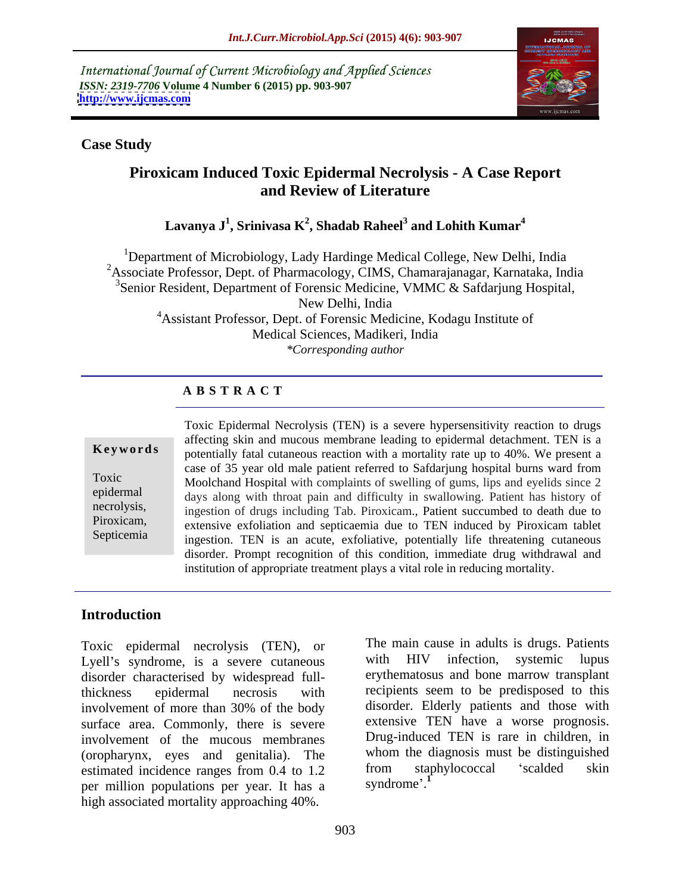International Journal of Current Microbiology and Applied Sciences
*ISSN: 2319-7706* **Volume 4 Number 6 (2015) pp. 903-907**
**http://www.ijcmas.com**

**Case Study**

# Piroxicam Induced Toxic Epidermal Necrolysis - A Case Report and Review of Literature

**Lavanya J[1], Srinivasa K[2], Shadab Raheel[3] and Lohith Kumar[4]**

[1]Department of Microbiology, Lady Hardinge Medical College, New Delhi, India
[2]Associate Professor, Dept. of Pharmacology, CIMS, Chamarajanagar, Karnataka, India
[3]Senior Resident, Department of Forensic Medicine, VMMC & Safdarjung Hospital, New Delhi, India
[4]Assistant Professor, Dept. of Forensic Medicine, Kodagu Institute of Medical Sciences, Madikeri, India
*\*Corresponding author*

## A B S T R A C T

**Keywords**

Toxic epidermal necrolysis, Piroxicam, Septicemia

Toxic Epidermal Necrolysis (TEN) is a severe hypersensitivity reaction to drugs affecting skin and mucous membrane leading to epidermal detachment. TEN is a potentially fatal cutaneous reaction with a mortality rate up to 40%. We present a case of 35 year old male patient referred to Safdarjung hospital burns ward from Moolchand Hospital with complaints of swelling of gums, lips and eyelids since 2 days along with throat pain and difficulty in swallowing. Patient has history of ingestion of drugs including Tab. Piroxicam., Patient succumbed to death due to extensive exfoliation and septicaemia due to TEN induced by Piroxicam tablet ingestion. TEN is an acute, exfoliative, potentially life threatening cutaneous disorder. Prompt recognition of this condition, immediate drug withdrawal and institution of appropriate treatment plays a vital role in reducing mortality.

## Introduction

Toxic epidermal necrolysis (TEN), or Lyell's syndrome, is a severe cutaneous disorder characterised by widespread full-thickness epidermal necrosis with involvement of more than 30% of the body surface area. Commonly, there is severe involvement of the mucous membranes (oropharynx, eyes and genitalia). The estimated incidence ranges from 0.4 to 1.2 per million populations per year. It has a high associated mortality approaching 40%.

The main cause in adults is drugs. Patients with HIV infection, systemic lupus erythematosus and bone marrow transplant recipients seem to be predisposed to this disorder. Elderly patients and those with extensive TEN have a worse prognosis. Drug-induced TEN is rare in children, in whom the diagnosis must be distinguished from staphylococcal 'scalded skin syndrome'.[1]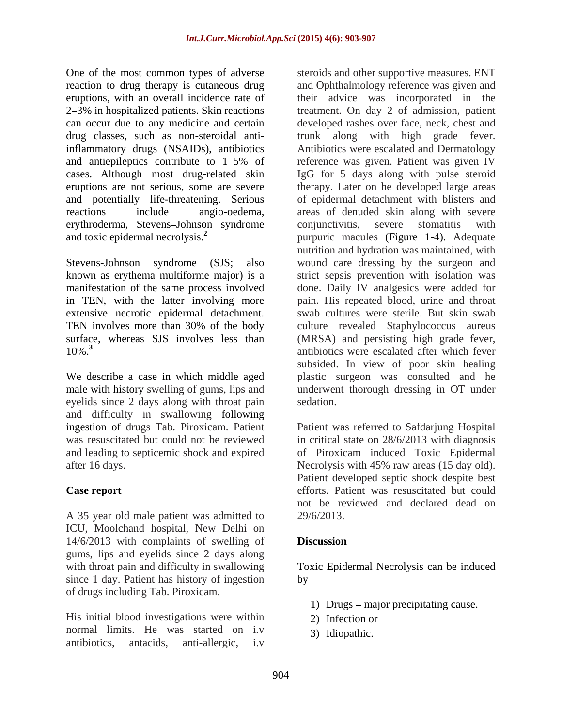One of the most common types of adverse reaction to drug therapy is cutaneous drug eruptions, with an overall incidence rate of 2–3% in hospitalized patients. Skin reactions can occur due to any medicine and certain drug classes, such as non-steroidal anti-inflammatory drugs (NSAIDs), antibiotics and antiepileptics contribute to 1–5% of cases. Although most drug-related skin eruptions are not serious, some are severe and potentially life-threatening. Serious reactions include angio-oedema, erythroderma, Stevens–Johnson syndrome and toxic epidermal necrolysis.[2]

Stevens-Johnson syndrome (SJS; also known as erythema multiforme major) is a manifestation of the same process involved in TEN, with the latter involving more extensive necrotic epidermal detachment. TEN involves more than 30% of the body surface, whereas SJS involves less than 10%.[3]

We describe a case in which middle aged male with history swelling of gums, lips and eyelids since 2 days along with throat pain and difficulty in swallowing following ingestion of drugs Tab. Piroxicam. Patient was resuscitated but could not be reviewed and leading to septicemic shock and expired after 16 days.

## Case report

A 35 year old male patient was admitted to ICU, Moolchand hospital, New Delhi on 14/6/2013 with complaints of swelling of gums, lips and eyelids since 2 days along with throat pain and difficulty in swallowing since 1 day. Patient has history of ingestion of drugs including Tab. Piroxicam.

His initial blood investigations were within normal limits. He was started on i.v antibiotics, antacids, anti-allergic, i.v steroids and other supportive measures. ENT and Ophthalmology reference was given and their advice was incorporated in the treatment. On day 2 of admission, patient developed rashes over face, neck, chest and trunk along with high grade fever. Antibiotics were escalated and Dermatology reference was given. Patient was given IV IgG for 5 days along with pulse steroid therapy. Later on he developed large areas of epidermal detachment with blisters and areas of denuded skin along with severe conjunctivitis, severe stomatitis with purpuric macules (Figure 1-4). Adequate nutrition and hydration was maintained, with wound care dressing by the surgeon and strict sepsis prevention with isolation was done. Daily IV analgesics were added for pain. His repeated blood, urine and throat swab cultures were sterile. But skin swab culture revealed Staphylococcus aureus (MRSA) and persisting high grade fever, antibiotics were escalated after which fever subsided. In view of poor skin healing plastic surgeon was consulted and he underwent thorough dressing in OT under sedation.

Patient was referred to Safdarjung Hospital in critical state on 28/6/2013 with diagnosis of Piroxicam induced Toxic Epidermal Necrolysis with 45% raw areas (15 day old). Patient developed septic shock despite best efforts. Patient was resuscitated but could not be reviewed and declared dead on 29/6/2013.

## Discussion

Toxic Epidermal Necrolysis can be induced by

1) Drugs – major precipitating cause.
2) Infection or
3) Idiopathic.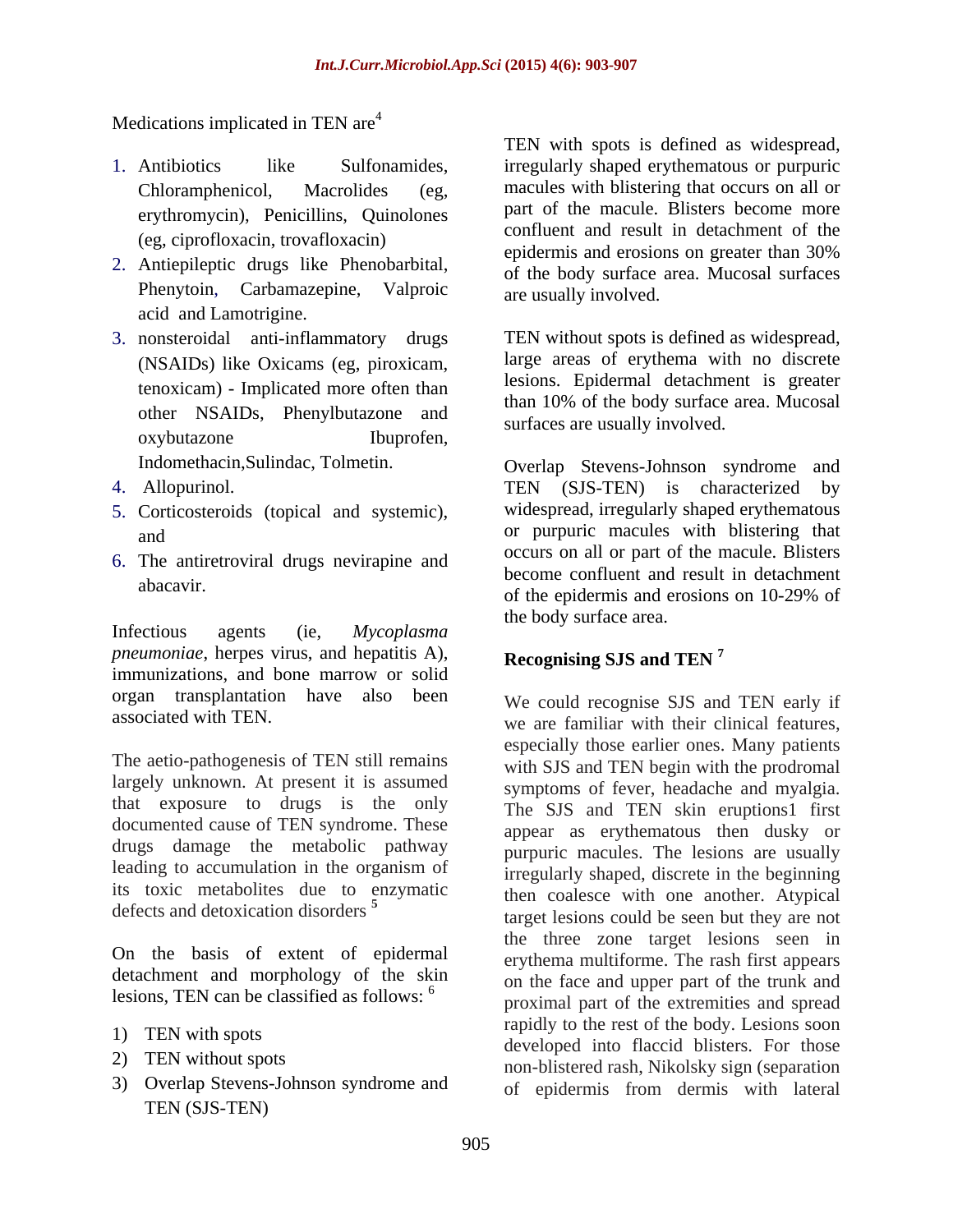Medications implicated in TEN are[4]

1. Antibiotics like Sulfonamides, Chloramphenicol, Macrolides (eg, erythromycin), Penicillins, Quinolones (eg, ciprofloxacin, trovafloxacin)
2. Antiepileptic drugs like Phenobarbital, Phenytoin, Carbamazepine, Valproic acid and Lamotrigine.
3. nonsteroidal anti-inflammatory drugs (NSAIDs) like Oxicams (eg, piroxicam, tenoxicam) - Implicated more often than other NSAIDs, Phenylbutazone and oxybutazone Ibuprofen, Indomethacin,Sulindac, Tolmetin.
4. Allopurinol.
5. Corticosteroids (topical and systemic), and
6. The antiretroviral drugs nevirapine and abacavir.

Infectious agents (ie, *Mycoplasma pneumoniae*, herpes virus, and hepatitis A), immunizations, and bone marrow or solid organ transplantation have also been associated with TEN.

The aetio-pathogenesis of TEN still remains largely unknown. At present it is assumed that exposure to drugs is the only documented cause of TEN syndrome. These drugs damage the metabolic pathway leading to accumulation in the organism of its toxic metabolites due to enzymatic defects and detoxication disorders [5]

On the basis of extent of epidermal detachment and morphology of the skin lesions, TEN can be classified as follows: [6]

1) TEN with spots
2) TEN without spots
3) Overlap Stevens-Johnson syndrome and TEN (SJS-TEN)

TEN with spots is defined as widespread, irregularly shaped erythematous or purpuric macules with blistering that occurs on all or part of the macule. Blisters become more confluent and result in detachment of the epidermis and erosions on greater than 30% of the body surface area. Mucosal surfaces are usually involved.

TEN without spots is defined as widespread, large areas of erythema with no discrete lesions. Epidermal detachment is greater than 10% of the body surface area. Mucosal surfaces are usually involved.

Overlap Stevens-Johnson syndrome and TEN (SJS-TEN) is characterized by widespread, irregularly shaped erythematous or purpuric macules with blistering that occurs on all or part of the macule. Blisters become confluent and result in detachment of the epidermis and erosions on 10-29% of the body surface area.

## Recognising SJS and TEN [7]

We could recognise SJS and TEN early if we are familiar with their clinical features, especially those earlier ones. Many patients with SJS and TEN begin with the prodromal symptoms of fever, headache and myalgia. The SJS and TEN skin eruptions1 first appear as erythematous then dusky or purpuric macules. The lesions are usually irregularly shaped, discrete in the beginning then coalesce with one another. Atypical target lesions could be seen but they are not the three zone target lesions seen in erythema multiforme. The rash first appears on the face and upper part of the trunk and proximal part of the extremities and spread rapidly to the rest of the body. Lesions soon developed into flaccid blisters. For those non-blistered rash, Nikolsky sign (separation of epidermis from dermis with lateral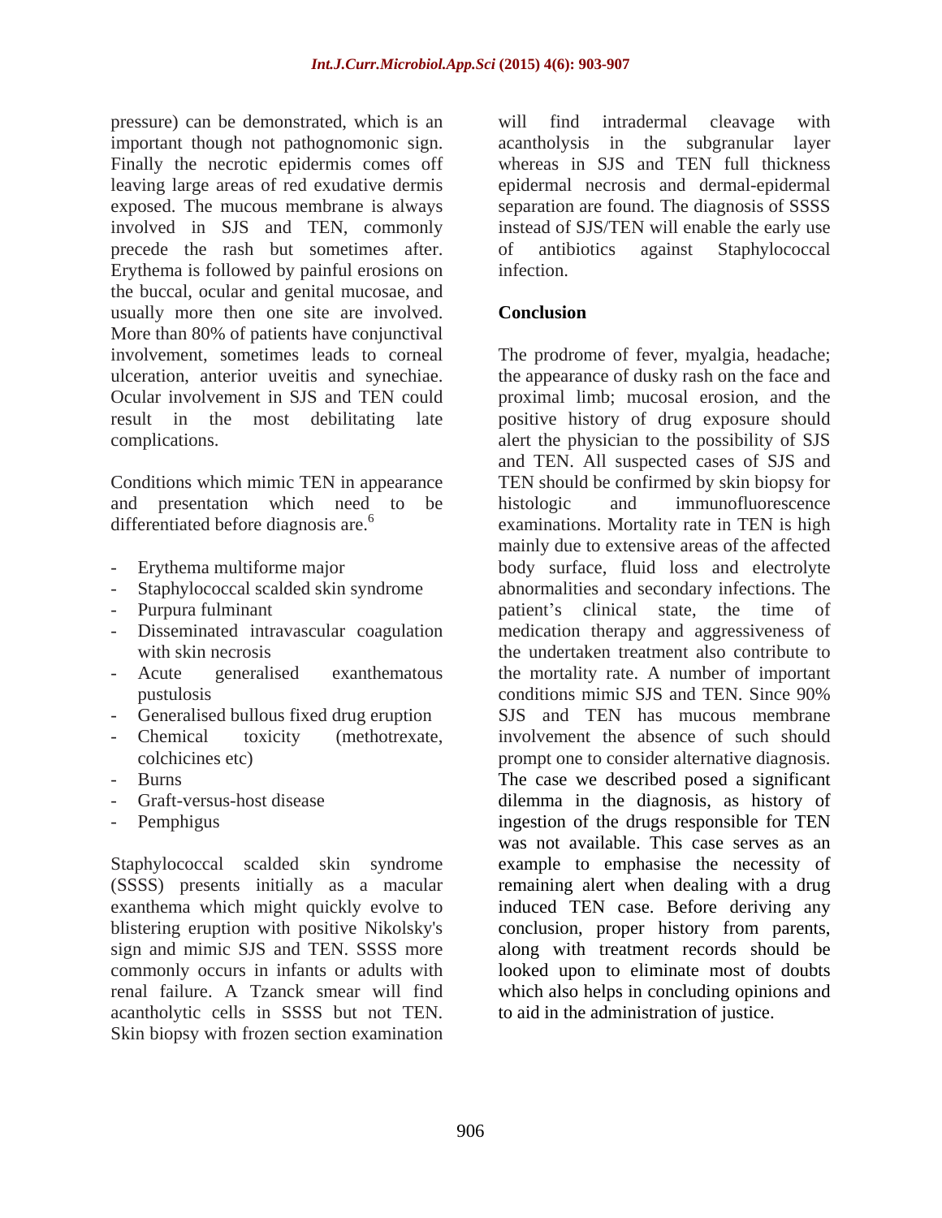pressure) can be demonstrated, which is an important though not pathognomonic sign. Finally the necrotic epidermis comes off leaving large areas of red exudative dermis exposed. The mucous membrane is always involved in SJS and TEN, commonly precede the rash but sometimes after. Erythema is followed by painful erosions on the buccal, ocular and genital mucosae, and usually more then one site are involved. More than 80% of patients have conjunctival involvement, sometimes leads to corneal ulceration, anterior uveitis and synechiae. Ocular involvement in SJS and TEN could result in the most debilitating late complications.

Conditions which mimic TEN in appearance and presentation which need to be differentiated before diagnosis are.[6]

- Erythema multiforme major
- Staphylococcal scalded skin syndrome
- Purpura fulminant
- Disseminated intravascular coagulation with skin necrosis
- Acute generalised exanthematous pustulosis
- Generalised bullous fixed drug eruption
- Chemical toxicity (methotrexate, colchicines etc)
- Burns
- Graft-versus-host disease
- Pemphigus

Staphylococcal scalded skin syndrome (SSSS) presents initially as a macular exanthema which might quickly evolve to blistering eruption with positive Nikolsky's sign and mimic SJS and TEN. SSSS more commonly occurs in infants or adults with renal failure. A Tzanck smear will find acantholytic cells in SSSS but not TEN. Skin biopsy with frozen section examination will find intradermal cleavage with acantholysis in the subgranular layer whereas in SJS and TEN full thickness epidermal necrosis and dermal-epidermal separation are found. The diagnosis of SSSS instead of SJS/TEN will enable the early use of antibiotics against Staphylococcal infection.

## Conclusion

The prodrome of fever, myalgia, headache; the appearance of dusky rash on the face and proximal limb; mucosal erosion, and the positive history of drug exposure should alert the physician to the possibility of SJS and TEN. All suspected cases of SJS and TEN should be confirmed by skin biopsy for histologic and immunofluorescence examinations. Mortality rate in TEN is high mainly due to extensive areas of the affected body surface, fluid loss and electrolyte abnormalities and secondary infections. The patient's clinical state, the time of medication therapy and aggressiveness of the undertaken treatment also contribute to the mortality rate. A number of important conditions mimic SJS and TEN. Since 90% SJS and TEN has mucous membrane involvement the absence of such should prompt one to consider alternative diagnosis. The case we described posed a significant dilemma in the diagnosis, as history of ingestion of the drugs responsible for TEN was not available. This case serves as an example to emphasise the necessity of remaining alert when dealing with a drug induced TEN case. Before deriving any conclusion, proper history from parents, along with treatment records should be looked upon to eliminate most of doubts which also helps in concluding opinions and to aid in the administration of justice.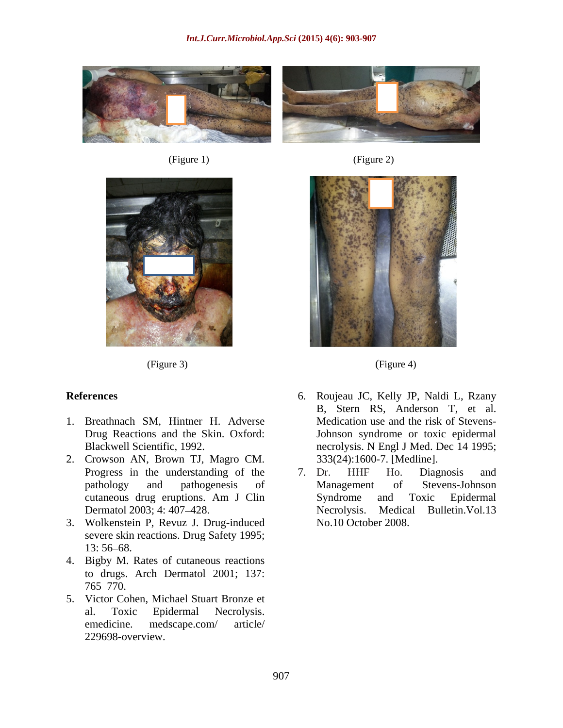(Figure 1)

(Figure 2)

(Figure 3)

(Figure 4)

## References

1. Breathnach SM, Hintner H. Adverse Drug Reactions and the Skin. Oxford: Blackwell Scientific, 1992.
2. Crowson AN, Brown TJ, Magro CM. Progress in the understanding of the pathology and pathogenesis of cutaneous drug eruptions. Am J Clin Dermatol 2003; 4: 407–428.
3. Wolkenstein P, Revuz J. Drug-induced severe skin reactions. Drug Safety 1995; 13: 56–68.
4. Bigby M. Rates of cutaneous reactions to drugs. Arch Dermatol 2001; 137: 765–770.
5. Victor Cohen, Michael Stuart Bronze et al. Toxic Epidermal Necrolysis. emedicine. medscape.com/ article/ 229698-overview.
6. Roujeau JC, Kelly JP, Naldi L, Rzany B, Stern RS, Anderson T, et al. Medication use and the risk of Stevens-Johnson syndrome or toxic epidermal necrolysis. N Engl J Med. Dec 14 1995; 333(24):1600-7. [Medline].
7. Dr. HHF Ho. Diagnosis and Management of Stevens-Johnson Syndrome and Toxic Epidermal Necrolysis. Medical Bulletin.Vol.13 No.10 October 2008.